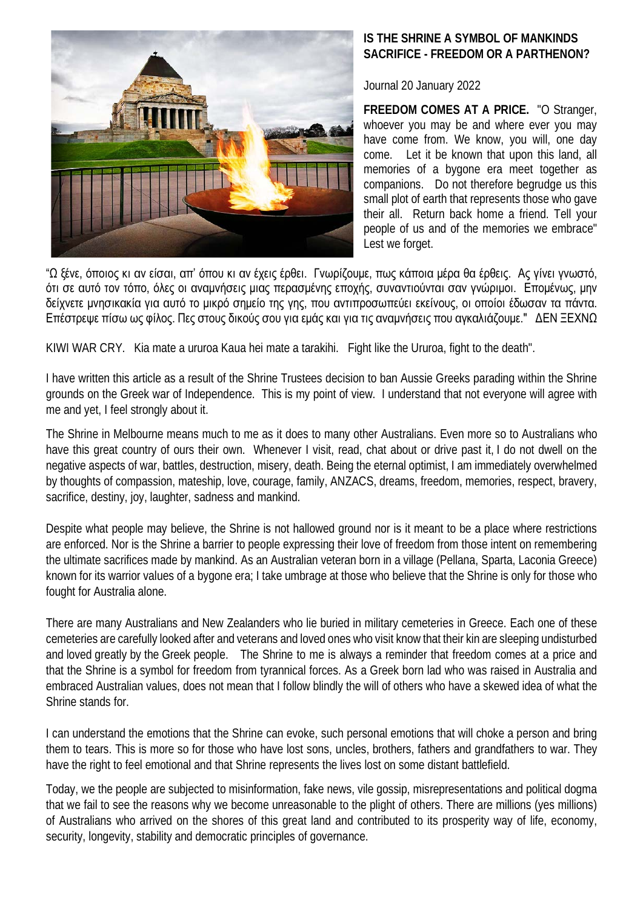## IS THE SHRINE A SYMBOL OF MANKINDS SACRIFICE - FREEDOM OR A PARTHENON?

Journal 20 January 2022

**FREEDOM COMES AT A PRICE.** "O Stranger, whoever you may be and where ever you may have come from. We know, you will, one day come. Let it be known that upon this land, all memories of a bygone era meet together as companions. Do not therefore begrudge us this small plot of earth that represents those who gave their all. Return back home a friend. Tell your people of us and of the memories we embrace" Lest we forget.

"Ω ξένε, όποιος κι αν είσαι, απ' όπου κι αν έχεις έρθει. Γνωρίζουμε, πως κάποια μέρα θα έρθεις. Ας γίνει γνωστό, ότι σε αυτό τον τόπο, όλες οι αναμνήσεις μιας περασμένης εποχής, συναντιούνται σαν γνώριμοι. Επομένως, μην δείχνετε μνησικακία για αυτό το μικρό σημείο της γης, που αντιπροσωπεύει εκείνους, οι οποίοι έδωσαν τα πάντα. Επέστρεψε πίσω ως φίλος. Πες στους δικούς σου για εμάς και για τις αναμνήσεις που αγκαλιάζουμε." ΔΕΝ ΞΕΧΝΩ

KIWI WAR CRY. Kia mate a ururoa Kaua hei mate a tarakihi. Fight like the Ururoa, fight to the death".

I have written this article as a result of the Shrine Trustees decision to ban Aussie Greeks parading within the Shrine grounds on the Greek war of Independence. This is my point of view. I understand that not everyone will agree with me and yet, I feel strongly about it.

The Shrine in Melbourne means much to me as it does to many other Australians. Even more so to Australians who have this great country of ours their own. Whenever I visit, read, chat about or drive past it, I do not dwell on the negative aspects of war, battles, destruction, misery, death. Being the eternal optimist, I am immediately overwhelmed by thoughts of compassion, mateship, love, courage, family, ANZACS, dreams, freedom, memories, respect, bravery, sacrifice, destiny, joy, laughter, sadness and mankind.

Despite what people may believe, the Shrine is not hallowed ground nor is it meant to be a place where restrictions are enforced. Nor is the Shrine a barrier to people expressing their love of freedom from those intent on remembering the ultimate sacrifices made by mankind. As an Australian veteran born in a village (Pellana, Sparta, Laconia Greece) known for its warrior values of a bygone era; I take umbrage at those who believe that the Shrine is only for those who fought for Australia alone.

There are many Australians and New Zealanders who lie buried in military cemeteries in Greece. Each one of these cemeteries are carefully looked after and veterans and loved ones who visit know that their kin are sleeping undisturbed and loved greatly by the Greek people. The Shrine to me is always a reminder that freedom comes at a price and that the Shrine is a symbol for freedom from tyrannical forces. As a Greek born lad who was raised in Australia and embraced Australian values, does not mean that I follow blindly the will of others who have a skewed idea of what the Shrine stands for.

I can understand the emotions that the Shrine can evoke, such personal emotions that will choke a person and bring them to tears. This is more so for those who have lost sons, uncles, brothers, fathers and grandfathers to war. They have the right to feel emotional and that Shrine represents the lives lost on some distant battlefield.

Today, we the people are subjected to misinformation, fake news, vile gossip, misrepresentations and political dogma that we fail to see the reasons why we become unreasonable to the plight of others. There are millions (yes millions) of Australians who arrived on the shores of this great land and contributed to its prosperity way of life, economy, security, longevity, stability and democratic principles of governance.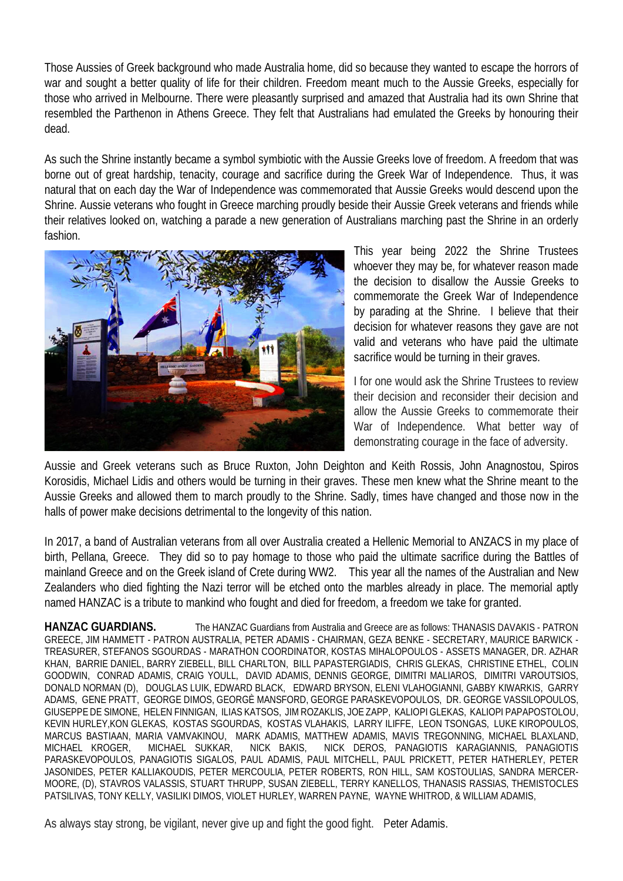Those Aussies of Greek background who made Australia home, did so because they wanted to escape the horrors of war and sought a better quality of life for their children. Freedom meant much to the Aussie Greeks, especially for those who arrived in Melbourne. There were pleasantly surprised and amazed that Australia had its own Shrine that resembled the Parthenon in Athens Greece. They felt that Australians had emulated the Greeks by honouring their dead.

As such the Shrine instantly became a symbol symbiotic with the Aussie Greeks love of freedom. A freedom that was borne out of great hardship, tenacity, courage and sacrifice during the Greek War of Independence. Thus, it was natural that on each day the War of Independence was commemorated that Aussie Greeks would descend upon the Shrine. Aussie veterans who fought in Greece marching proudly beside their Aussie Greek veterans and friends while their relatives looked on, watching a parade a new generation of Australians marching past the Shrine in an orderly fashion.

This year being 2022 the Shrine Trustees whoever they may be, for whatever reason made the decision to disallow the Aussie Greeks to commemorate the Greek War of Independence by parading at the Shrine. I believe that their decision for whatever reasons they gave are not valid and veterans who have paid the ultimate sacrifice would be turning in their graves.

I for one would ask the Shrine Trustees to review their decision and reconsider their decision and allow the Aussie Greeks to commemorate their War of Independence. What better way of demonstrating courage in the face of adversity.

Aussie and Greek veterans such as Bruce Ruxton, John Deighton and Keith Rossis, John Anagnostou, Spiros Korosidis, Michael Lidis and others would be turning in their graves. These men knew what the Shrine meant to the Aussie Greeks and allowed them to march proudly to the Shrine. Sadly, times have changed and those now in the halls of power make decisions detrimental to the longevity of this nation.

In 2017, a band of Australian veterans from all over Australia created a Hellenic Memorial to ANZACS in my place of birth, Pellana, Greece. They did so to pay homage to those who paid the ultimate sacrifice during the Battles of mainland Greece and on the Greek island of Crete during WW2. This year all the names of the Australian and New Zealanders who died fighting the Nazi terror will be etched onto the marbles already in place. The memorial aptly named HANZAC is a tribute to mankind who fought and died for freedom, a freedom we take for granted.

**HANZAC GUARDIANS.** The HANZAC Guardians from Australia and Greece are as follows: THANASIS DAVAKIS - PATRON GREECE, JIM HAMMETT - PATRON AUSTRALIA, PETER ADAMIS - CHAIRMAN, GEZA BENKE - SECRETARY, MAURICE BARWICK - TREASURER, STEFANOS SGOURDAS - MARATHON COORDINATOR, KOSTAS MIHALOPOULOS - ASSETS MANAGER, DR. AZHAR KHAN, BARRIE DANIEL, BARRY ZIEBELL, BILL CHARLTON, BILL PAPASTERGIADIS, CHRIS GLEKAS, CHRISTINE ETHEL, COLIN GOODWIN, CONRAD ADAMIS, CRAIG YOULL, DAVID ADAMIS, DENNIS GEORGE, DIMITRI MALIAROS, DIMITRI VAROUTSIOS, DONALD NORMAN (D), DOUGLAS LUIK, EDWARD BLACK, EDWARD BRYSON, ELENI VLAHOGIANNI, GABBY KIWARKIS, GARRY ADAMS, GENE PRATT, GEORGE DIMOS, GEORGÈ MANSFORD, GEORGE PARASKEVOPOULOS, DR. GEORGE VASSILOPOULOS, GIUSEPPE DE SIMONE, HELEN FINNIGAN, ILIAS KATSOS, JIM ROZAKLIS, JOE ZAPP, KALIOPI GLEKAS, KALIOPI PAPAPOSTOLOU, KEVIN HURLEY,KON GLEKAS, KOSTAS SGOURDAS, KOSTAS VLAHAKIS, LARRY ILIFFE, LEON TSONGAS, LUKE KIROPOULOS, MARCUS BASTIAAN, MARIA VAMVAKINOU, MARK ADAMIS, MATTHEW ADAMIS, MAVIS TREGONNING, MICHAEL BLAXLAND, MICHAEL KROGER, MICHAEL SUKKAR, NICK BAKIS, NICK DEROS, PANAGIOTIS KARAGIANNIS, PANAGIOTIS PARASKEVOPOULOS, PANAGIOTIS SIGALOS, PAUL ADAMIS, PAUL MITCHELL, PAUL PRICKETT, PETER HATHERLEY, PETER JASONIDES, PETER KALLIAKOUDIS, PETER MERCOULIA, PETER ROBERTS, RON HILL, SAM KOSTOULIAS, SANDRA MERCER-MOORE, (D), STAVROS VALASSIS, STUART THRUPP, SUSAN ZIEBELL, TERRY KANELLOS, THANASIS RASSIAS, THEMISTOCLES PATSILIVAS, TONY KELLY, VASILIKI DIMOS, VIOLET HURLEY, WARREN PAYNE, WAYNE WHITROD, & WILLIAM ADAMIS,

As always stay strong, be vigilant, never give up and fight the good fight. Peter Adamis.